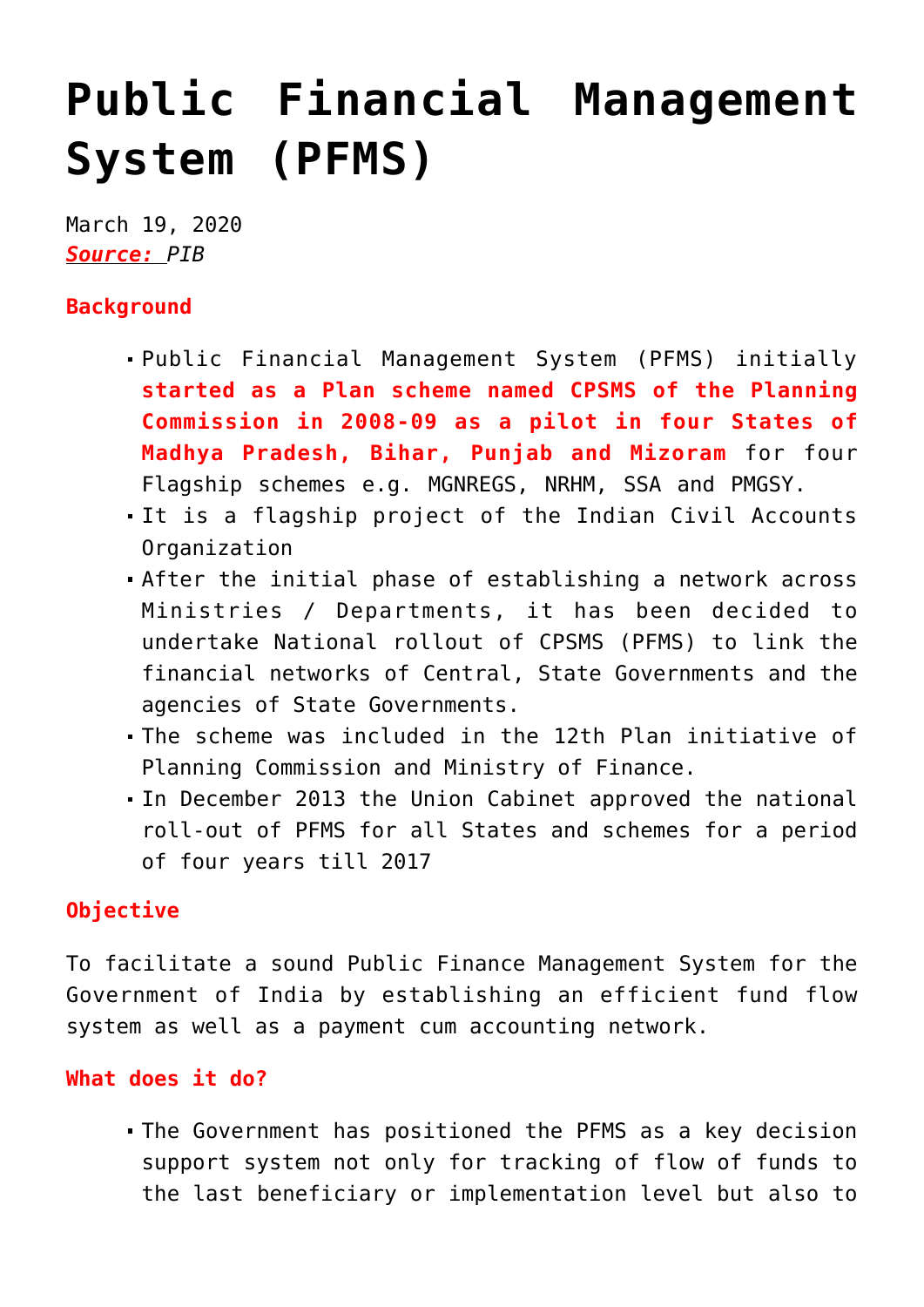# Public Financial Management System (PFMS)

March 19, 2020
***Source:*** *PIB*

**Background**

- Public Financial Management System (PFMS) initially **started as a Plan scheme named CPSMS of the Planning Commission in 2008-09 as a pilot in four States of Madhya Pradesh, Bihar, Punjab and Mizoram** for four Flagship schemes e.g. MGNREGS, NRHM, SSA and PMGSY.
- It is a flagship project of the Indian Civil Accounts Organization
- After the initial phase of establishing a network across Ministries / Departments, it has been decided to undertake National rollout of CPSMS (PFMS) to link the financial networks of Central, State Governments and the agencies of State Governments.
- The scheme was included in the 12th Plan initiative of Planning Commission and Ministry of Finance.
- In December 2013 the Union Cabinet approved the national roll-out of PFMS for all States and schemes for a period of four years till 2017

**Objective**

To facilitate a sound Public Finance Management System for the Government of India by establishing an efficient fund flow system as well as a payment cum accounting network.

**What does it do?**

- The Government has positioned the PFMS as a key decision support system not only for tracking of flow of funds to the last beneficiary or implementation level but also to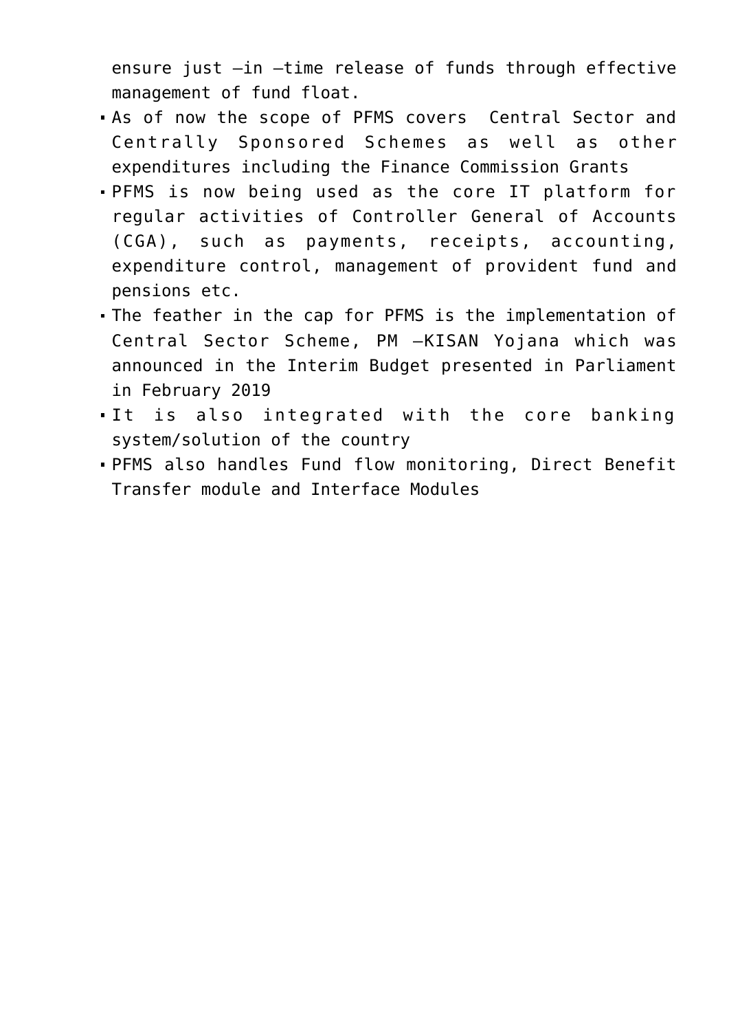ensure just –in –time release of funds through effective management of fund float.

- As of now the scope of PFMS covers Central Sector and Centrally Sponsored Schemes as well as other expenditures including the Finance Commission Grants
- PFMS is now being used as the core IT platform for regular activities of Controller General of Accounts (CGA), such as payments, receipts, accounting, expenditure control, management of provident fund and pensions etc.
- The feather in the cap for PFMS is the implementation of Central Sector Scheme, PM –KISAN Yojana which was announced in the Interim Budget presented in Parliament in February 2019
- It is also integrated with the core banking system/solution of the country
- PFMS also handles Fund flow monitoring, Direct Benefit Transfer module and Interface Modules